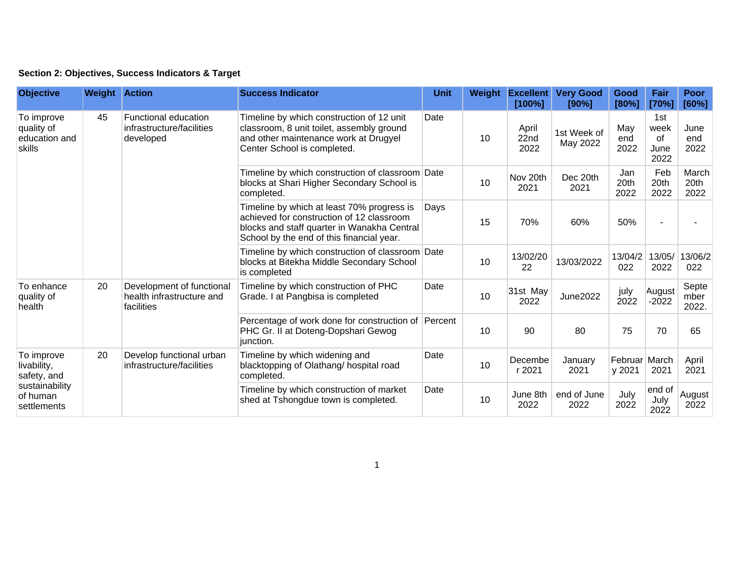**Section 2: Objectives, Success Indicators & Target**

| Objective | Weight | Action | Success Indicator | Unit | Weight | Excellent [100%] | Very Good [90%] | Good [80%] | Fair [70%] | Poor [60%] |
|---|---|---|---|---|---|---|---|---|---|---|
| To improve quality of education and skills | 45 | Functional education infrastructure/facilities developed | Timeline by which construction of 12 unit classroom, 8 unit toilet, assembly ground and other maintenance work at Drugyel Center School is completed. | Date | 10 | April 22nd 2022 | 1st Week of May 2022 | May end 2022 | 1st week of June 2022 | June end 2022 |
| | | | Timeline by which construction of classroom blocks at Shari Higher Secondary School is completed. | Date | 10 | Nov 20th 2021 | Dec 20th 2021 | Jan 20th 2022 | Feb 20th 2022 | March 20th 2022 |
| | | | Timeline by which at least 70% progress is achieved for construction of 12 classroom blocks and staff quarter in Wanakha Central School by the end of this financial year. | Days | 15 | 70% | 60% | 50% | - | - |
| | | | Timeline by which construction of classroom blocks at Bitekha Middle Secondary School is completed | Date | 10 | 13/02/2022 | 13/03/2022 | 13/04/2022 | 13/05/2022 | 13/06/2022 |
| To enhance quality of health | 20 | Development of functional health infrastructure and facilities | Timeline by which construction of PHC Grade. I at Pangbisa is completed | Date | 10 | 31st May 2022 | June2022 | july 2022 | August -2022 | September 2022. |
| | | | Percentage of work done for construction of PHC Gr. II at Doteng-Dopshari Gewog junction. | Percent | 10 | 90 | 80 | 75 | 70 | 65 |
| To improve livability, safety, and sustainability of human settlements | 20 | Develop functional urban infrastructure/facilities | Timeline by which widening and blacktopping of Olathang/ hospital road completed. | Date | 10 | December 2021 | January 2021 | February 2021 | March 2021 | April 2021 |
| | | | Timeline by which construction of market shed at Tshongdue town is completed. | Date | 10 | June 8th 2022 | end of June 2022 | July 2022 | end of July 2022 | August 2022 |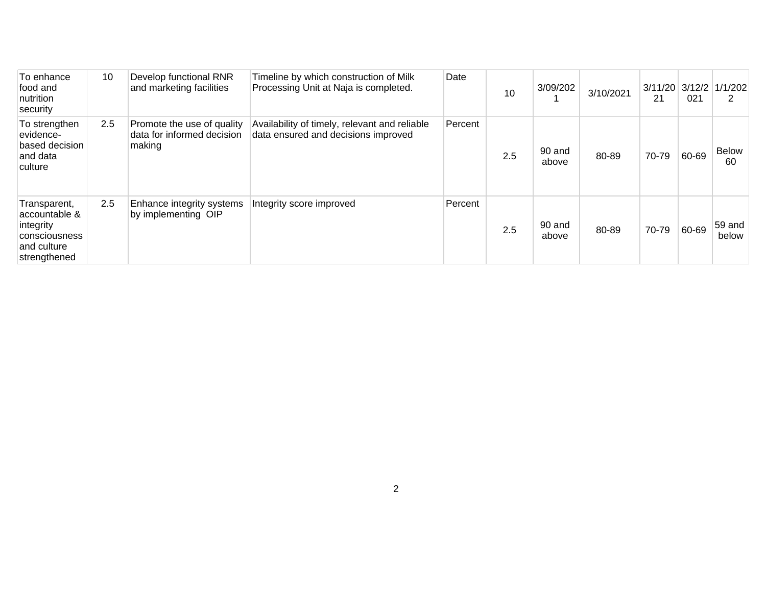| | | | | | | | | | | |
|---|---|---|---|---|---|---|---|---|---|---|
| To enhance food and nutrition security | 10 | Develop functional RNR and marketing facilities | Timeline by which construction of Milk Processing Unit at Naja is completed. | Date | 10 | 3/09/2021 | 3/10/2021 | 3/11/2021 | 3/12/2021 | 1/1/2022 |
| To strengthen evidence-based decision and data culture | 2.5 | Promote the use of quality data for informed decision making | Availability of timely, relevant and reliable data ensured and decisions improved | Percent | 2.5 | 90 and above | 80-89 | 70-79 | 60-69 | Below 60 |
| Transparent, accountable & integrity consciousness and culture strengthened | 2.5 | Enhance integrity systems by implementing OIP | Integrity score improved | Percent | 2.5 | 90 and above | 80-89 | 70-79 | 60-69 | 59 and below |